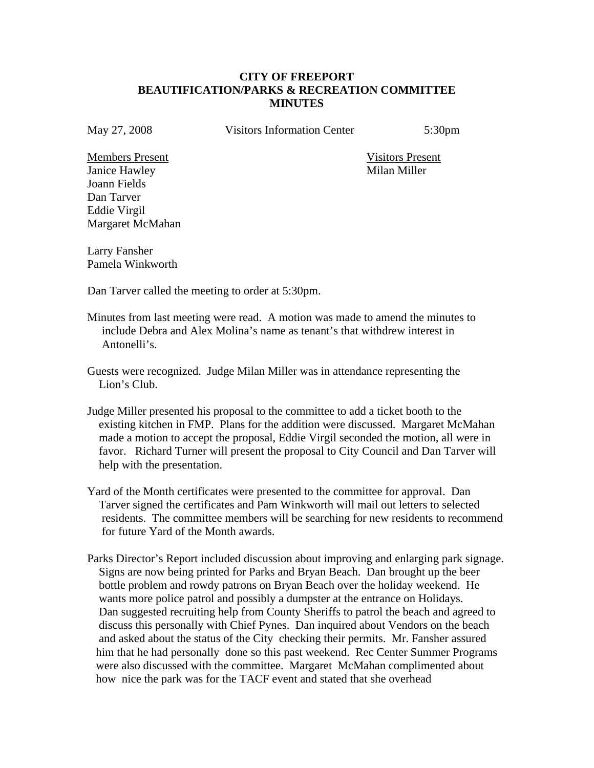**CITY OF FREEPORT**
**BEAUTIFICATION/PARKS & RECREATION COMMITTEE**
**MINUTES**

May 27, 2008 Visitors Information Center 5:30pm

Members Present
Janice Hawley
Joann Fields
Dan Tarver
Eddie Virgil
Margaret McMahan

Larry Fansher
Pamela Winkworth

Visitors Present
Milan Miller

Dan Tarver called the meeting to order at 5:30pm.

Minutes from last meeting were read. A motion was made to amend the minutes to include Debra and Alex Molina's name as tenant's that withdrew interest in Antonelli's.

Guests were recognized. Judge Milan Miller was in attendance representing the Lion's Club.

Judge Miller presented his proposal to the committee to add a ticket booth to the existing kitchen in FMP. Plans for the addition were discussed. Margaret McMahan made a motion to accept the proposal, Eddie Virgil seconded the motion, all were in favor. Richard Turner will present the proposal to City Council and Dan Tarver will help with the presentation.

Yard of the Month certificates were presented to the committee for approval. Dan Tarver signed the certificates and Pam Winkworth will mail out letters to selected residents. The committee members will be searching for new residents to recommend for future Yard of the Month awards.

Parks Director's Report included discussion about improving and enlarging park signage. Signs are now being printed for Parks and Bryan Beach. Dan brought up the beer bottle problem and rowdy patrons on Bryan Beach over the holiday weekend. He wants more police patrol and possibly a dumpster at the entrance on Holidays. Dan suggested recruiting help from County Sheriffs to patrol the beach and agreed to discuss this personally with Chief Pynes. Dan inquired about Vendors on the beach and asked about the status of the City checking their permits. Mr. Fansher assured him that he had personally done so this past weekend. Rec Center Summer Programs were also discussed with the committee. Margaret McMahan complimented about how nice the park was for the TACF event and stated that she overhead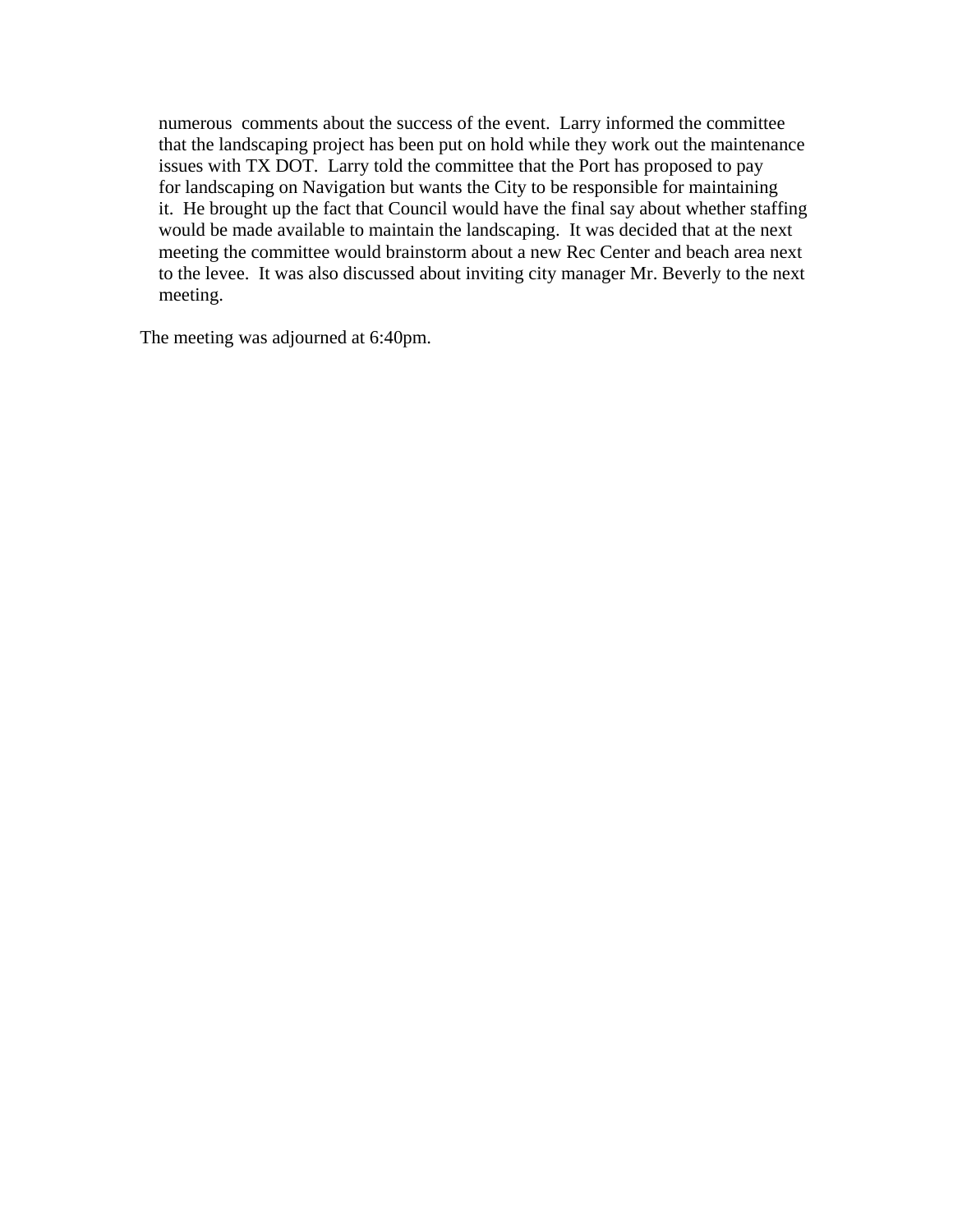numerous comments about the success of the event. Larry informed the committee that the landscaping project has been put on hold while they work out the maintenance issues with TX DOT. Larry told the committee that the Port has proposed to pay for landscaping on Navigation but wants the City to be responsible for maintaining it. He brought up the fact that Council would have the final say about whether staffing would be made available to maintain the landscaping. It was decided that at the next meeting the committee would brainstorm about a new Rec Center and beach area next to the levee. It was also discussed about inviting city manager Mr. Beverly to the next meeting.

The meeting was adjourned at 6:40pm.